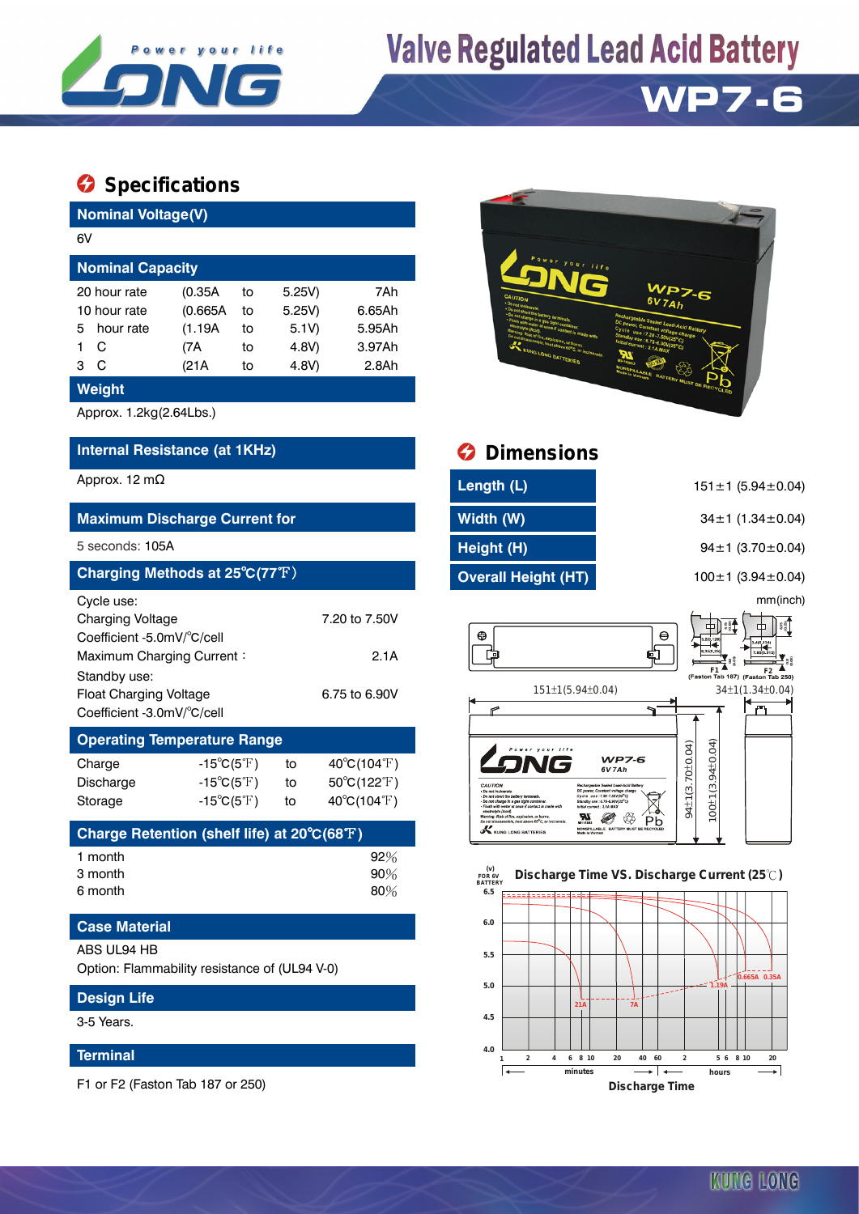# Valve Regulated Lead Acid Battery

## WP7-6

## Specifications

### Nominal Voltage(V)

6V

### Nominal Capacity

| | | | | |
|---|---|---|---|---|
| 20 hour rate | (0.35A | to | 5.25V) | 7Ah |
| 10 hour rate | (0.665A | to | 5.25V) | 6.65Ah |
| 5 hour rate | (1.19A | to | 5.1V) | 5.95Ah |
| 1 C | (7A | to | 4.8V) | 3.97Ah |
| 3 C | (21A | to | 4.8V) | 2.8Ah |

### Weight

Approx. 1.2kg(2.64Lbs.)

### Internal Resistance (at 1KHz)

Approx. 12 mΩ

### Maximum Discharge Current for

5 seconds: 105A

### Charging Methods at 25℃(77℉)

Cycle use:

| | |
|---|---|
| Charging Voltage | 7.20 to 7.50V |
| Coefficient -5.0mV/℃/cell | |
| Maximum Charging Current : | 2.1A |

Standby use:

| | |
|---|---|
| Float Charging Voltage | 6.75 to 6.90V |
| Coefficient -3.0mV/℃/cell | |

### Operating Temperature Range

| | | | |
|---|---|---|---|
| Charge | -15℃(5℉) | to | 40℃(104℉) |
| Discharge | -15℃(5℉) | to | 50℃(122℉) |
| Storage | -15℃(5℉) | to | 40℃(104℉) |

### Charge Retention (shelf life) at 20℃(68℉)

| | |
|---|---|
| 1 month | 92% |
| 3 month | 90% |
| 6 month | 80% |

### Case Material

ABS UL94 HB

Option: Flammability resistance of (UL94 V-0)

### Design Life

3-5 Years.

### Terminal

F1 or F2 (Faston Tab 187 or 250)

## Dimensions

| | |
|---|---|
| Length (L) | 151±1 (5.94±0.04) |
| Width (W) | 34±1 (1.34±0.04) |
| Height (H) | 94±1 (3.70±0.04) |
| Overall Height (HT) | 100±1 (3.94±0.04) |

mm(inch)

F1 (Faston Tab 187) F2 (Faston Tab 250)

151±1(5.94±0.04) 34±1(1.34±0.04) 94±1(3.70±0.04) 100±1(3.94±0.04)

### Discharge Time VS. Discharge Current (25℃)

(V) FOR 6V BATTERY

Curves: 21A, 7A, 1.19A, 0.665A, 0.35A

Discharge Time (minutes: 1, 2, 4, 6, 8, 10, 20, 40, 60; hours: 2, 5, 6, 8, 10, 20)

KUNG LONG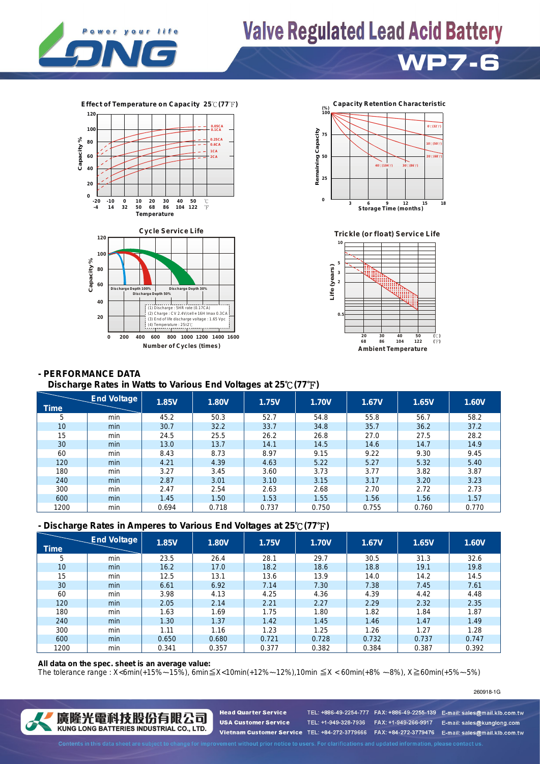Power your life

LONG

# Valve Regulated Lead Acid Battery

# WP7-6

**Effect of Temperature on Capacity 25℃(77℉)**

120
100
80
60
40
20
0

Capacity %

0.05CA
0.1CA
0.25CA
0.6CA
1CA
2CA

-20 -10 0 10 20 30 40 50 ℃
-4 14 32 50 68 86 104 122 ℉

Temperature

**Capacity Retention Characteristic**

(%)
100
75
50
25
0

Remaining Capacity

0℃(32℉)
10℃(50℉)
20℃(68℉)
40℃(104℉)
30℃(86℉)

3 6 9 12 15 18

Storage Time (months)

**Cycle Service Life**

120
100
80
60
40
20

Capacity %

Discharge Depth 100%
Discharge Depth 50%
Discharge Depth 30%

(1) Discharge : 5HR rate (0.17CA)
(2) Charge : CV 2.4V/cell＊16H Imax 0.3CA
(3) End of life discharge voltage : 1.65 Vpc
(4) Temperature : 25±2℃

0 200 400 600 800 1000 1200 1400 1600

Number of Cycles (times)

**Trickle (or float) Service Life**

10
5
3
2
0.5

Life (years)

20 30 40 50 (℃)
68 86 104 122 (℉)

Ambient Temperature

## - PERFORMANCE DATA

### Discharge Rates in Watts to Various End Voltages at 25℃(77℉)

| Time | | 1.85V | 1.80V | 1.75V | 1.70V | 1.67V | 1.65V | 1.60V |
|---|---|---|---|---|---|---|---|---|
| 5 | min | 45.2 | 50.3 | 52.7 | 54.8 | 55.8 | 56.7 | 58.2 |
| 10 | min | 30.7 | 32.2 | 33.7 | 34.8 | 35.7 | 36.2 | 37.2 |
| 15 | min | 24.5 | 25.5 | 26.2 | 26.8 | 27.0 | 27.5 | 28.2 |
| 30 | min | 13.0 | 13.7 | 14.1 | 14.5 | 14.6 | 14.7 | 14.9 |
| 60 | min | 8.43 | 8.73 | 8.97 | 9.15 | 9.22 | 9.30 | 9.45 |
| 120 | min | 4.21 | 4.39 | 4.63 | 5.22 | 5.27 | 5.32 | 5.40 |
| 180 | min | 3.27 | 3.45 | 3.60 | 3.73 | 3.77 | 3.82 | 3.87 |
| 240 | min | 2.87 | 3.01 | 3.10 | 3.15 | 3.17 | 3.20 | 3.23 |
| 300 | min | 2.47 | 2.54 | 2.63 | 2.68 | 2.70 | 2.72 | 2.73 |
| 600 | min | 1.45 | 1.50 | 1.53 | 1.55 | 1.56 | 1.56 | 1.57 |
| 1200 | min | 0.694 | 0.718 | 0.737 | 0.750 | 0.755 | 0.760 | 0.770 |

### - Discharge Rates in Amperes to Various End Voltages at 25℃(77℉)

| Time | | 1.85V | 1.80V | 1.75V | 1.70V | 1.67V | 1.65V | 1.60V |
|---|---|---|---|---|---|---|---|---|
| 5 | min | 23.5 | 26.4 | 28.1 | 29.7 | 30.5 | 31.3 | 32.6 |
| 10 | min | 16.2 | 17.0 | 18.2 | 18.6 | 18.8 | 19.1 | 19.8 |
| 15 | min | 12.5 | 13.1 | 13.6 | 13.9 | 14.0 | 14.2 | 14.5 |
| 30 | min | 6.61 | 6.92 | 7.14 | 7.30 | 7.38 | 7.45 | 7.61 |
| 60 | min | 3.98 | 4.13 | 4.25 | 4.36 | 4.39 | 4.42 | 4.48 |
| 120 | min | 2.05 | 2.14 | 2.21 | 2.27 | 2.29 | 2.32 | 2.35 |
| 180 | min | 1.63 | 1.69 | 1.75 | 1.80 | 1.82 | 1.84 | 1.87 |
| 240 | min | 1.30 | 1.37 | 1.42 | 1.45 | 1.46 | 1.47 | 1.49 |
| 300 | min | 1.11 | 1.16 | 1.23 | 1.25 | 1.26 | 1.27 | 1.28 |
| 600 | min | 0.650 | 0.680 | 0.721 | 0.728 | 0.732 | 0.737 | 0.747 |
| 1200 | min | 0.341 | 0.357 | 0.377 | 0.382 | 0.384 | 0.387 | 0.392 |

**All data on the spec. sheet is an average value:**

The tolerance range : X<6min(+15%~-15%), 6min≦X<10min(+12%~-12%),10min ≦X <60min(+8% ~-8%), X≧60min(+5%~-5%)

260918-1G

廣隆光電科技股份有限公司
KUNG LONG BATTERIES INDUSTRIAL CO., LTD.

| | | | |
|---|---|---|---|
| Head Quarter Service | TEL: +886-49-2254-777 | FAX: +886-49-2255-139 | E-mail: sales@mail.klb.com.tw |
| USA Customer Service | TEL: +1-949-328-7936 | FAX: +1-949-266-9917 | E-mail: sales@kunglong.com |
| Vietnam Customer Service | TEL: +84-272-3779666 | FAX: +84-272-3779476 | E-mail: sales@mail.klb.com.tw |

Contents in this data sheet are subject to change for improvement without prior notice to users. For clarifications and updated information, please contact us.